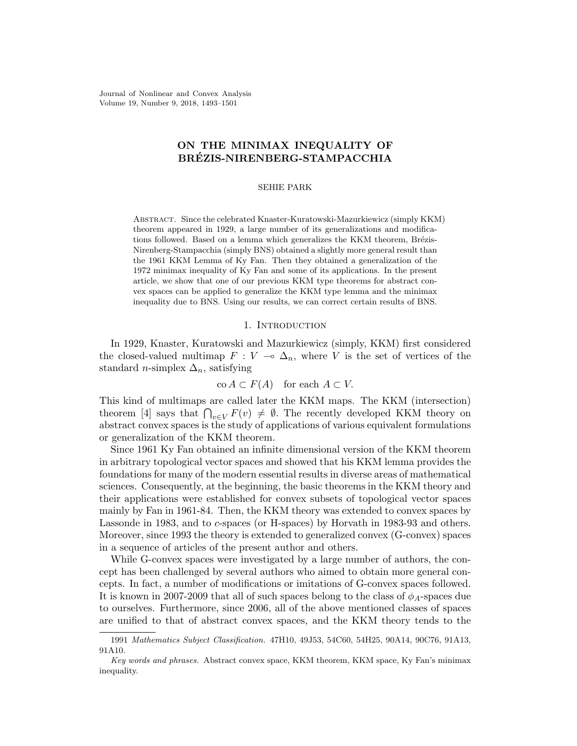# ON THE MINIMAX INEQUALITY OF BRÉZIS-NIRENBERG-STAMPACCHIA

SEHIE PARK

Abstract. Since the celebrated Knaster-Kuratowski-Mazurkiewicz (simply KKM) theorem appeared in 1929, a large number of its generalizations and modifications followed. Based on a lemma which generalizes the KKM theorem, Brézis-Nirenberg-Stampacchia (simply BNS) obtained a slightly more general result than the 1961 KKM Lemma of Ky Fan. Then they obtained a generalization of the 1972 minimax inequality of Ky Fan and some of its applications. In the present article, we show that one of our previous KKM type theorems for abstract convex spaces can be applied to generalize the KKM type lemma and the minimax inequality due to BNS. Using our results, we can correct certain results of BNS.

## 1. Introduction

In 1929, Knaster, Kuratowski and Mazurkiewicz (simply, KKM) first considered the closed-valued multimap $F : V \multimap \Delta_n$, where $V$ is the set of vertices of the standard $n$-simplex $\Delta_n$, satisfying

$$\operatorname{co} A \subset F(A) \quad \text{for each } A \subset V.$$

This kind of multimaps are called later the KKM maps. The KKM (intersection) theorem [4] says that $\bigcap_{v \in V} F(v) \neq \emptyset$. The recently developed KKM theory on abstract convex spaces is the study of applications of various equivalent formulations or generalization of the KKM theorem.

Since 1961 Ky Fan obtained an infinite dimensional version of the KKM theorem in arbitrary topological vector spaces and showed that his KKM lemma provides the foundations for many of the modern essential results in diverse areas of mathematical sciences. Consequently, at the beginning, the basic theorems in the KKM theory and their applications were established for convex subsets of topological vector spaces mainly by Fan in 1961-84. Then, the KKM theory was extended to convex spaces by Lassonde in 1983, and to $c$-spaces (or H-spaces) by Horvath in 1983-93 and others. Moreover, since 1993 the theory is extended to generalized convex (G-convex) spaces in a sequence of articles of the present author and others.

While G-convex spaces were investigated by a large number of authors, the concept has been challenged by several authors who aimed to obtain more general concepts. In fact, a number of modifications or imitations of G-convex spaces followed. It is known in 2007-2009 that all of such spaces belong to the class of $\phi_A$-spaces due to ourselves. Furthermore, since 2006, all of the above mentioned classes of spaces are unified to that of abstract convex spaces, and the KKM theory tends to the

---

1991 *Mathematics Subject Classification.* 47H10, 49J53, 54C60, 54H25, 90A14, 90C76, 91A13, 91A10.

*Key words and phrases.* Abstract convex space, KKM theorem, KKM space, Ky Fan's minimax inequality.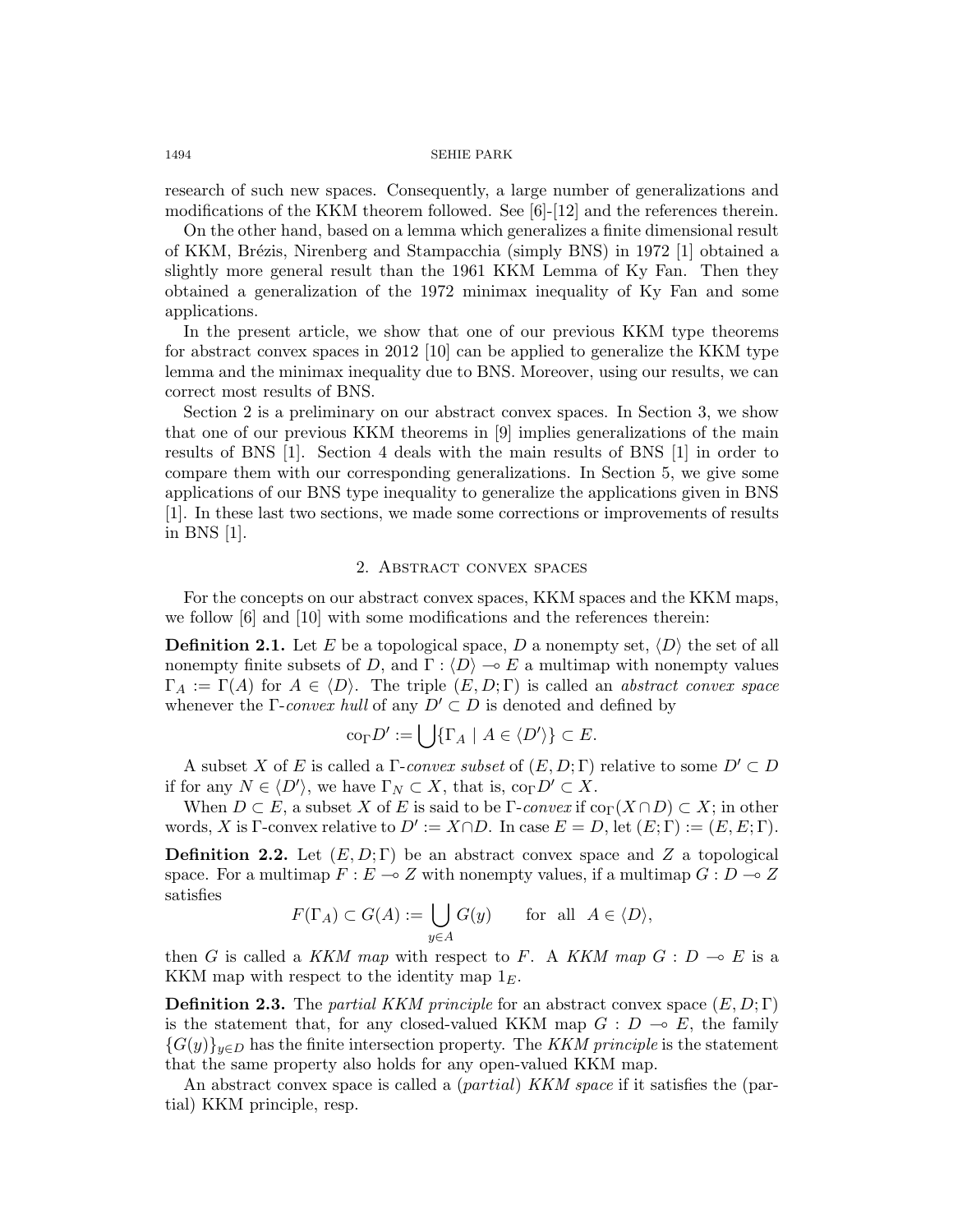research of such new spaces. Consequently, a large number of generalizations and modifications of the KKM theorem followed. See [6]-[12] and the references therein.

On the other hand, based on a lemma which generalizes a finite dimensional result of KKM, Brézis, Nirenberg and Stampacchia (simply BNS) in 1972 [1] obtained a slightly more general result than the 1961 KKM Lemma of Ky Fan. Then they obtained a generalization of the 1972 minimax inequality of Ky Fan and some applications.

In the present article, we show that one of our previous KKM type theorems for abstract convex spaces in 2012 [10] can be applied to generalize the KKM type lemma and the minimax inequality due to BNS. Moreover, using our results, we can correct most results of BNS.

Section 2 is a preliminary on our abstract convex spaces. In Section 3, we show that one of our previous KKM theorems in [9] implies generalizations of the main results of BNS [1]. Section 4 deals with the main results of BNS [1] in order to compare them with our corresponding generalizations. In Section 5, we give some applications of our BNS type inequality to generalize the applications given in BNS [1]. In these last two sections, we made some corrections or improvements of results in BNS [1].

## 2. Abstract convex spaces

For the concepts on our abstract convex spaces, KKM spaces and the KKM maps, we follow [6] and [10] with some modifications and the references therein:

**Definition 2.1.** Let $E$ be a topological space, $D$ a nonempty set, $\langle D\rangle$ the set of all nonempty finite subsets of $D$, and $\Gamma : \langle D\rangle \multimap E$ a multimap with nonempty values $\Gamma_A := \Gamma(A)$ for $A \in \langle D\rangle$. The triple $(E, D; \Gamma)$ is called an *abstract convex space* whenever the $\Gamma$-*convex hull* of any $D' \subset D$ is denoted and defined by

$$\mathrm{co}_\Gamma D' := \bigcup\{\Gamma_A \mid A \in \langle D'\rangle\} \subset E.$$

A subset $X$ of $E$ is called a $\Gamma$-*convex subset* of $(E, D; \Gamma)$ relative to some $D' \subset D$ if for any $N \in \langle D'\rangle$, we have $\Gamma_N \subset X$, that is, $\mathrm{co}_\Gamma D' \subset X$.

When $D \subset E$, a subset $X$ of $E$ is said to be $\Gamma$-*convex* if $\mathrm{co}_\Gamma(X \cap D) \subset X$; in other words, $X$ is $\Gamma$-convex relative to $D' := X \cap D$. In case $E = D$, let $(E; \Gamma) := (E, E; \Gamma)$.

**Definition 2.2.** Let $(E, D; \Gamma)$ be an abstract convex space and $Z$ a topological space. For a multimap $F : E \multimap Z$ with nonempty values, if a multimap $G : D \multimap Z$ satisfies

$$F(\Gamma_A) \subset G(A) := \bigcup_{y\in A} G(y) \qquad \text{for all } A \in \langle D\rangle,$$

then $G$ is called a *KKM map* with respect to $F$. A *KKM map* $G : D \multimap E$ is a KKM map with respect to the identity map $1_E$.

**Definition 2.3.** The *partial KKM principle* for an abstract convex space $(E, D; \Gamma)$ is the statement that, for any closed-valued KKM map $G : D \multimap E$, the family $\{G(y)\}_{y\in D}$ has the finite intersection property. The *KKM principle* is the statement that the same property also holds for any open-valued KKM map.

An abstract convex space is called a (*partial*) *KKM space* if it satisfies the (partial) KKM principle, resp.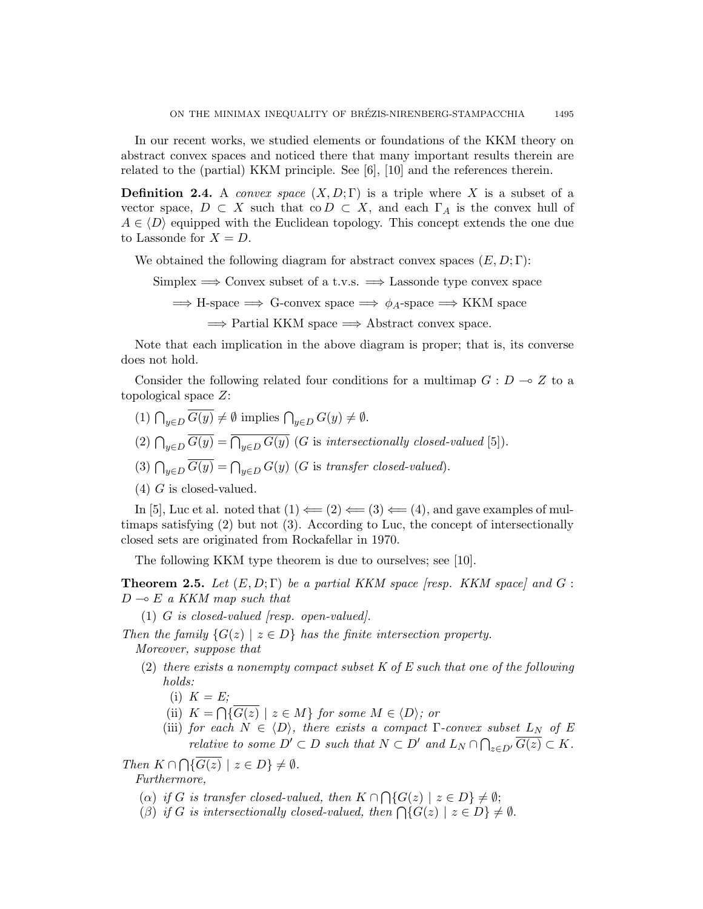In our recent works, we studied elements or foundations of the KKM theory on abstract convex spaces and noticed there that many important results therein are related to the (partial) KKM principle. See [6], [10] and the references therein.

**Definition 2.4.** A *convex space* $(X, D; \Gamma)$ is a triple where $X$ is a subset of a vector space, $D \subset X$ such that $\operatorname{co} D \subset X$, and each $\Gamma_A$ is the convex hull of $A \in \langle D \rangle$ equipped with the Euclidean topology. This concept extends the one due to Lassonde for $X = D$.

We obtained the following diagram for abstract convex spaces $(E, D; \Gamma)$:

Simplex $\Longrightarrow$ Convex subset of a t.v.s. $\Longrightarrow$ Lassonde type convex space

$\Longrightarrow$ H-space $\Longrightarrow$ G-convex space $\Longrightarrow$ $\phi_A$-space $\Longrightarrow$ KKM space

$\Longrightarrow$ Partial KKM space $\Longrightarrow$ Abstract convex space.

Note that each implication in the above diagram is proper; that is, its converse does not hold.

Consider the following related four conditions for a multimap $G : D \multimap Z$ to a topological space $Z$:

(1) $\bigcap_{y \in D} \overline{G(y)} \neq \emptyset$ implies $\bigcap_{y \in D} G(y) \neq \emptyset$.

(2) $\bigcap_{y \in D} \overline{G(y)} = \overline{\bigcap_{y \in D} G(y)}$ ($G$ is *intersectionally closed-valued* [5]).

(3) $\bigcap_{y \in D} \overline{G(y)} = \bigcap_{y \in D} G(y)$ ($G$ is *transfer closed-valued*).

(4) $G$ is closed-valued.

In [5], Luc et al. noted that (1) $\Longleftarrow$ (2) $\Longleftarrow$ (3) $\Longleftarrow$ (4), and gave examples of multimaps satisfying (2) but not (3). According to Luc, the concept of intersectionally closed sets are originated from Rockafellar in 1970.

The following KKM type theorem is due to ourselves; see [10].

**Theorem 2.5.** *Let $(E, D; \Gamma)$ be a partial KKM space [resp. KKM space] and $G : D \multimap E$ a KKM map such that*

(1) *$G$ is closed-valued [resp. open-valued].*

*Then the family $\{G(z) \mid z \in D\}$ has the finite intersection property.*

*Moreover, suppose that*

(2) *there exists a nonempty compact subset $K$ of $E$ such that one of the following holds:*
   - (i) *$K = E$;*
   - (ii) *$K = \bigcap\{\overline{G(z)} \mid z \in M\}$ for some $M \in \langle D \rangle$; or*
   - (iii) *for each $N \in \langle D \rangle$, there exists a compact $\Gamma$-convex subset $L_N$ of $E$ relative to some $D' \subset D$ such that $N \subset D'$ and $L_N \cap \bigcap_{z \in D'} \overline{G(z)} \subset K$.*

*Then $K \cap \bigcap\{\overline{G(z)} \mid z \in D\} \neq \emptyset$.*

*Furthermore,*

($\alpha$) *if $G$ is transfer closed-valued, then $K \cap \bigcap\{G(z) \mid z \in D\} \neq \emptyset$;*

($\beta$) *if $G$ is intersectionally closed-valued, then $\bigcap\{G(z) \mid z \in D\} \neq \emptyset$.*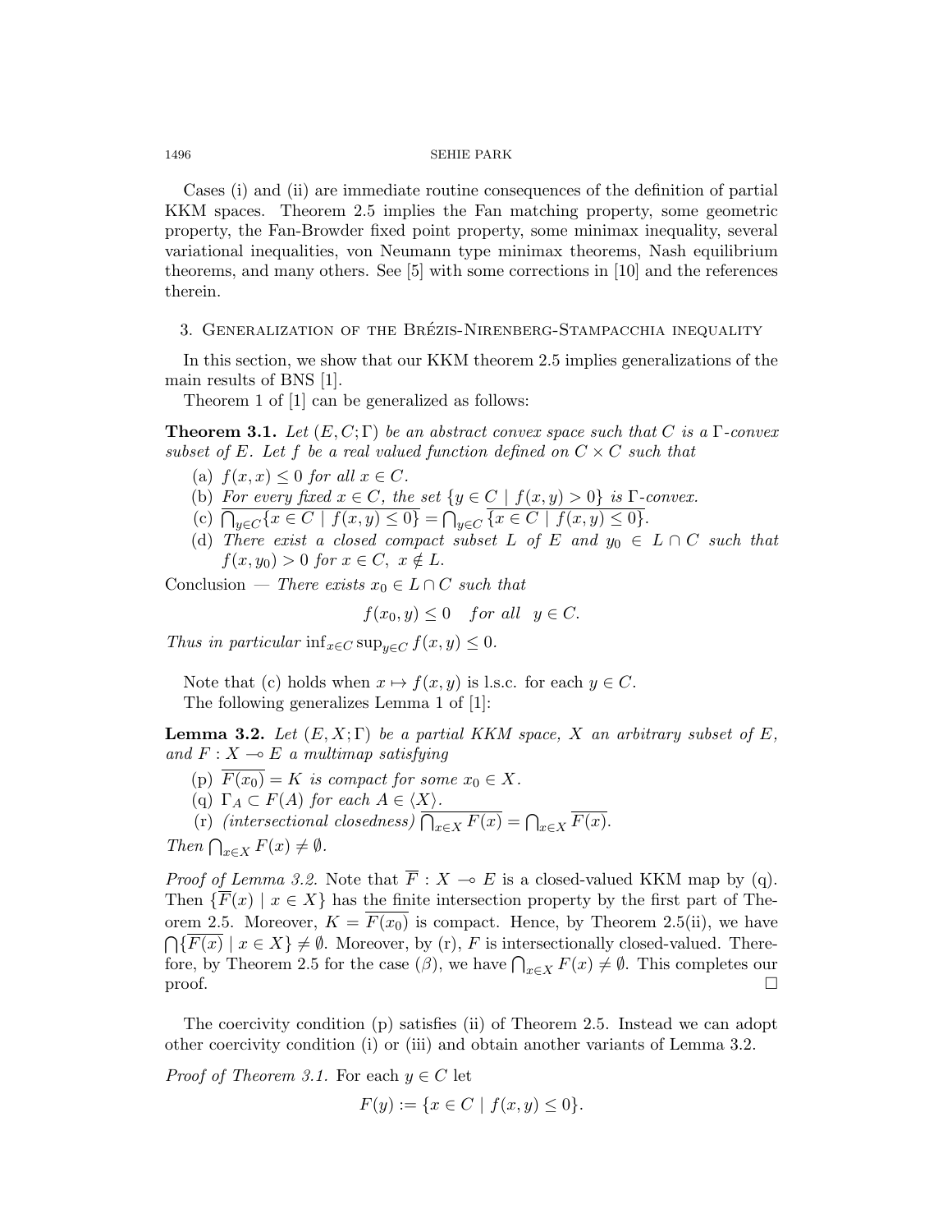Cases (i) and (ii) are immediate routine consequences of the definition of partial KKM spaces. Theorem 2.5 implies the Fan matching property, some geometric property, the Fan-Browder fixed point property, some minimax inequality, several variational inequalities, von Neumann type minimax theorems, Nash equilibrium theorems, and many others. See [5] with some corrections in [10] and the references therein.

## 3. Generalization of the Brézis-Nirenberg-Stampacchia inequality

In this section, we show that our KKM theorem 2.5 implies generalizations of the main results of BNS [1].

Theorem 1 of [1] can be generalized as follows:

**Theorem 3.1.** *Let $(E, C; \Gamma)$ be an abstract convex space such that $C$ is a $\Gamma$-convex subset of $E$. Let $f$ be a real valued function defined on $C \times C$ such that*

(a) *$f(x, x) \leq 0$ for all $x \in C$.*
(b) *For every fixed $x \in C$, the set $\{y \in C \mid f(x, y) > 0\}$ is $\Gamma$-convex.*
(c) *$\overline{\bigcap_{y \in C}\{x \in C \mid f(x, y) \leq 0\}} = \bigcap_{y \in C} \overline{\{x \in C \mid f(x, y) \leq 0\}}$.*
(d) *There exist a closed compact subset $L$ of $E$ and $y_0 \in L \cap C$ such that $f(x, y_0) > 0$ for $x \in C,\ x \notin L$.*

Conclusion — *There exists $x_0 \in L \cap C$ such that*

$$f(x_0, y) \leq 0 \quad for\ all \quad y \in C.$$

*Thus in particular $\inf_{x \in C} \sup_{y \in C} f(x, y) \leq 0$.*

Note that (c) holds when $x \mapsto f(x, y)$ is l.s.c. for each $y \in C$.

The following generalizes Lemma 1 of [1]:

**Lemma 3.2.** *Let $(E, X; \Gamma)$ be a partial KKM space, $X$ an arbitrary subset of $E$, and $F : X \multimap E$ a multimap satisfying*

(p) *$\overline{F(x_0)} = K$ is compact for some $x_0 \in X$.*
(q) *$\Gamma_A \subset F(A)$ for each $A \in \langle X \rangle$.*
(r) *(intersectional closedness) $\overline{\bigcap_{x \in X} F(x)} = \bigcap_{x \in X} \overline{F(x)}$.*

*Then $\bigcap_{x \in X} F(x) \neq \emptyset$.*

*Proof of Lemma 3.2.* Note that $\overline{F} : X \multimap E$ is a closed-valued KKM map by (q). Then $\{\overline{F}(x) \mid x \in X\}$ has the finite intersection property by the first part of Theorem 2.5. Moreover, $K = \overline{F(x_0)}$ is compact. Hence, by Theorem 2.5(ii), we have $\bigcap\{\overline{F(x)} \mid x \in X\} \neq \emptyset$. Moreover, by (r), $F$ is intersectionally closed-valued. Therefore, by Theorem 2.5 for the case $(\beta)$, we have $\bigcap_{x \in X} F(x) \neq \emptyset$. This completes our proof. $\square$

The coercivity condition (p) satisfies (ii) of Theorem 2.5. Instead we can adopt other coercivity condition (i) or (iii) and obtain another variants of Lemma 3.2.

*Proof of Theorem 3.1.* For each $y \in C$ let

$$F(y) := \{x \in C \mid f(x, y) \leq 0\}.$$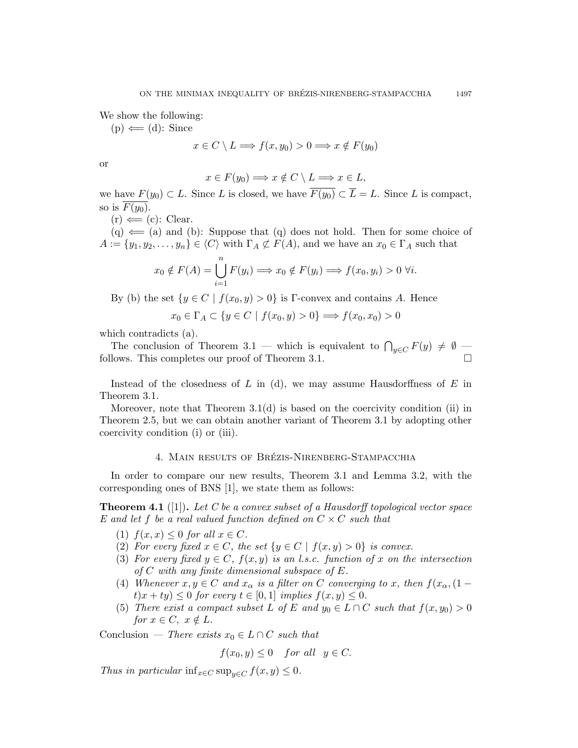We show the following:

(p) $\Longleftarrow$ (d): Since

$$x \in C \setminus L \Longrightarrow f(x, y_0) > 0 \Longrightarrow x \notin F(y_0)$$

or

$$x \in F(y_0) \Longrightarrow x \notin C \setminus L \Longrightarrow x \in L,$$

we have $F(y_0) \subset L$. Since $L$ is closed, we have $\overline{F(y_0)} \subset \overline{L} = L$. Since $L$ is compact, so is $\overline{F(y_0)}$.

(r) $\Longleftarrow$ (c): Clear.

(q) $\Longleftarrow$ (a) and (b): Suppose that (q) does not hold. Then for some choice of $A := \{y_1, y_2, \ldots, y_n\} \in \langle C \rangle$ with $\Gamma_A \not\subset F(A)$, and we have an $x_0 \in \Gamma_A$ such that

$$x_0 \notin F(A) = \bigcup_{i=1}^{n} F(y_i) \Longrightarrow x_0 \notin F(y_i) \Longrightarrow f(x_0, y_i) > 0 \ \forall i.$$

By (b) the set $\{y \in C \mid f(x_0, y) > 0\}$ is $\Gamma$-convex and contains $A$. Hence

$$x_0 \in \Gamma_A \subset \{y \in C \mid f(x_0, y) > 0\} \Longrightarrow f(x_0, x_0) > 0$$

which contradicts (a).

The conclusion of Theorem 3.1 — which is equivalent to $\bigcap_{y \in C} F(y) \neq \emptyset$ — follows. This completes our proof of Theorem 3.1. $\square$

Instead of the closedness of $L$ in (d), we may assume Hausdorffness of $E$ in Theorem 3.1.

Moreover, note that Theorem 3.1(d) is based on the coercivity condition (ii) in Theorem 2.5, but we can obtain another variant of Theorem 3.1 by adopting other coercivity condition (i) or (iii).

## 4. Main results of Brézis-Nirenberg-Stampacchia

In order to compare our new results, Theorem 3.1 and Lemma 3.2, with the corresponding ones of BNS [1], we state them as follows:

**Theorem 4.1** ([1]). *Let $C$ be a convex subset of a Hausdorff topological vector space $E$ and let $f$ be a real valued function defined on $C \times C$ such that*

1. *$f(x, x) \leq 0$ for all $x \in C$.*
2. *For every fixed $x \in C$, the set $\{y \in C \mid f(x, y) > 0\}$ is convex.*
3. *For every fixed $y \in C$, $f(x, y)$ is an l.s.c. function of $x$ on the intersection of $C$ with any finite dimensional subspace of $E$.*
4. *Whenever $x, y \in C$ and $x_\alpha$ is a filter on $C$ converging to $x$, then $f(x_\alpha, (1 - t)x + ty) \leq 0$ for every $t \in [0, 1]$ implies $f(x, y) \leq 0$.*
5. *There exist a compact subset $L$ of $E$ and $y_0 \in L \cap C$ such that $f(x, y_0) > 0$ for $x \in C$, $x \notin L$.*

Conclusion — *There exists $x_0 \in L \cap C$ such that*

$$f(x_0, y) \leq 0 \quad for\ all \quad y \in C.$$

*Thus in particular $\inf_{x \in C} \sup_{y \in C} f(x, y) \leq 0$.*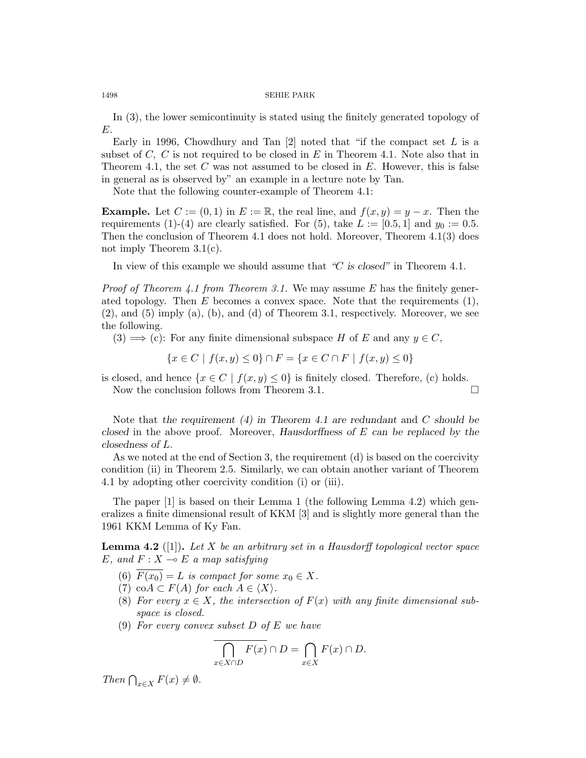In (3), the lower semicontinuity is stated using the finitely generated topology of $E$.

Early in 1996, Chowdhury and Tan [2] noted that "if the compact set $L$ is a subset of $C$, $C$ is not required to be closed in $E$ in Theorem 4.1. Note also that in Theorem 4.1, the set $C$ was not assumed to be closed in $E$. However, this is false in general as is observed by" an example in a lecture note by Tan.

Note that the following counter-example of Theorem 4.1:

**Example.** Let $C := (0, 1)$ in $E := \mathbb{R}$, the real line, and $f(x, y) = y - x$. Then the requirements (1)-(4) are clearly satisfied. For (5), take $L := [0.5, 1]$ and $y_0 := 0.5$. Then the conclusion of Theorem 4.1 does not hold. Moreover, Theorem 4.1(3) does not imply Theorem 3.1(c).

In view of this example we should assume that *"C is closed"* in Theorem 4.1.

*Proof of Theorem 4.1 from Theorem 3.1.* We may assume $E$ has the finitely generated topology. Then $E$ becomes a convex space. Note that the requirements (1), (2), and (5) imply (a), (b), and (d) of Theorem 3.1, respectively. Moreover, we see the following.

(3) $\Longrightarrow$ (c): For any finite dimensional subspace $H$ of $E$ and any $y \in C$,

$$\{x \in C \mid f(x, y) \leq 0\} \cap F = \{x \in C \cap F \mid f(x, y) \leq 0\}$$

is closed, and hence $\{x \in C \mid f(x, y) \leq 0\}$ is finitely closed. Therefore, (c) holds.

Now the conclusion follows from Theorem 3.1. $\square$

Note that *the requirement (4) in Theorem 4.1 are redundant* and *C should be closed* in the above proof. Moreover, *Hausdorffness of E can be replaced by the closedness of L.*

As we noted at the end of Section 3, the requirement (d) is based on the coercivity condition (ii) in Theorem 2.5. Similarly, we can obtain another variant of Theorem 4.1 by adopting other coercivity condition (i) or (iii).

The paper [1] is based on their Lemma 1 (the following Lemma 4.2) which generalizes a finite dimensional result of KKM [3] and is slightly more general than the 1961 KKM Lemma of Ky Fan.

**Lemma 4.2** ([1])**.** *Let $X$ be an arbitrary set in a Hausdorff topological vector space $E$, and $F : X \multimap E$ a map satisfying*

(6) *$\overline{F(x_0)} = L$ is compact for some $x_0 \in X$.*
(7) *$\mathrm{co}A \subset F(A)$ for each $A \in \langle X \rangle$.*
(8) *For every $x \in X$, the intersection of $F(x)$ with any finite dimensional subspace is closed.*
(9) *For every convex subset $D$ of $E$ we have*

$$\overline{\bigcap_{x \in X \cap D} F(x)} \cap D = \bigcap_{x \in X} F(x) \cap D.$$

*Then $\bigcap_{x \in X} F(x) \neq \emptyset$.*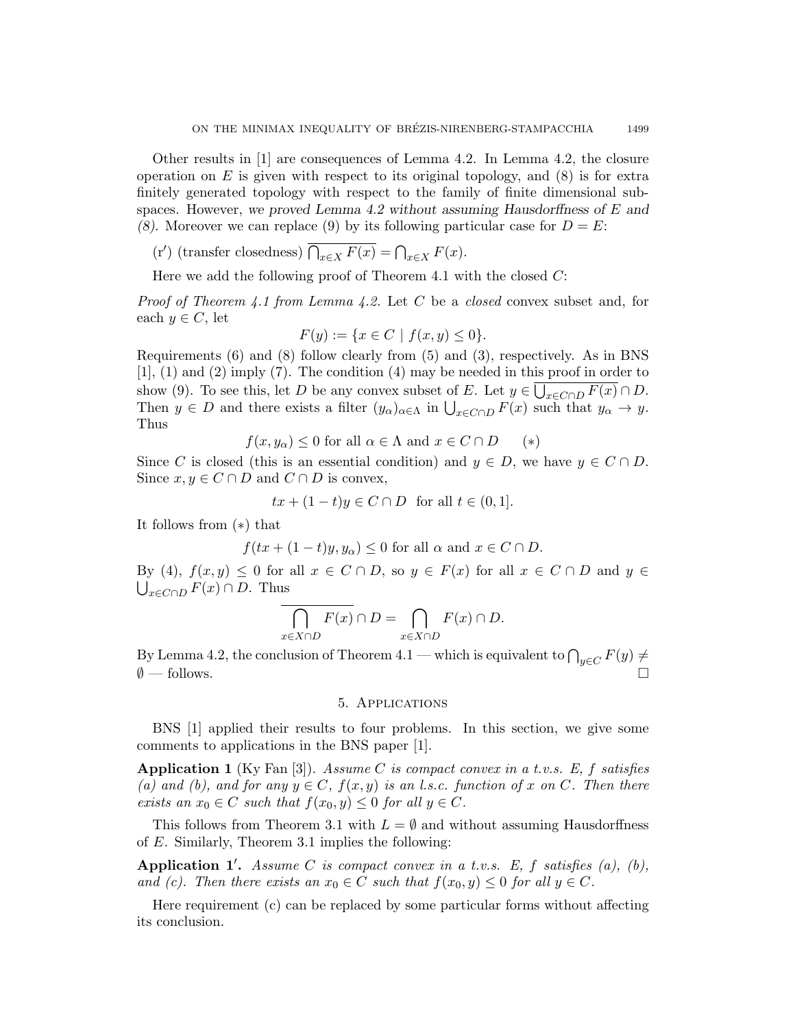Other results in [1] are consequences of Lemma 4.2. In Lemma 4.2, the closure operation on $E$ is given with respect to its original topology, and (8) is for extra finitely generated topology with respect to the family of finite dimensional subspaces. However, *we proved Lemma 4.2 without assuming Hausdorffness of $E$ and (8).* Moreover we can replace (9) by its following particular case for $D = E$:

(r′) (transfer closedness) $\overline{\bigcap_{x \in X} F(x)} = \bigcap_{x \in X} F(x)$.

Here we add the following proof of Theorem 4.1 with the closed $C$:

*Proof of Theorem 4.1 from Lemma 4.2.* Let $C$ be a *closed* convex subset and, for each $y \in C$, let

$$F(y) := \{x \in C \mid f(x, y) \leq 0\}.$$

Requirements (6) and (8) follow clearly from (5) and (3), respectively. As in BNS [1], (1) and (2) imply (7). The condition (4) may be needed in this proof in order to show (9). To see this, let $D$ be any convex subset of $E$. Let $y \in \overline{\bigcup_{x \in C \cap D} F(x)} \cap D$. Then $y \in D$ and there exists a filter $(y_\alpha)_{\alpha \in \Lambda}$ in $\bigcup_{x \in C \cap D} F(x)$ such that $y_\alpha \to y$. Thus

$$f(x, y_\alpha) \leq 0 \text{ for all } \alpha \in \Lambda \text{ and } x \in C \cap D \qquad (*)$$

Since $C$ is closed (this is an essential condition) and $y \in D$, we have $y \in C \cap D$. Since $x, y \in C \cap D$ and $C \cap D$ is convex,

$$tx + (1-t)y \in C \cap D \quad \text{for all } t \in (0, 1].$$

It follows from $(*)$ that

$$f(tx + (1-t)y, y_\alpha) \leq 0 \text{ for all } \alpha \text{ and } x \in C \cap D.$$

By (4), $f(x, y) \leq 0$ for all $x \in C \cap D$, so $y \in F(x)$ for all $x \in C \cap D$ and $y \in \bigcup_{x \in C \cap D} F(x) \cap D$. Thus

$$\overline{\bigcap_{x \in X \cap D} F(x)} \cap D = \bigcap_{x \in X \cap D} F(x) \cap D.$$

By Lemma 4.2, the conclusion of Theorem 4.1 — which is equivalent to $\bigcap_{y \in C} F(y) \neq \emptyset$ — follows. $\square$

## 5. Applications

BNS [1] applied their results to four problems. In this section, we give some comments to applications in the BNS paper [1].

**Application 1** (Ky Fan [3]). *Assume $C$ is compact convex in a t.v.s. $E$, $f$ satisfies (a) and (b), and for any $y \in C$, $f(x, y)$ is an l.s.c. function of $x$ on $C$. Then there exists an $x_0 \in C$ such that $f(x_0, y) \leq 0$ for all $y \in C$.*

This follows from Theorem 3.1 with $L = \emptyset$ and without assuming Hausdorffness of $E$. Similarly, Theorem 3.1 implies the following:

**Application 1′.** *Assume $C$ is compact convex in a t.v.s. $E$, $f$ satisfies (a), (b), and (c). Then there exists an $x_0 \in C$ such that $f(x_0, y) \leq 0$ for all $y \in C$.*

Here requirement (c) can be replaced by some particular forms without affecting its conclusion.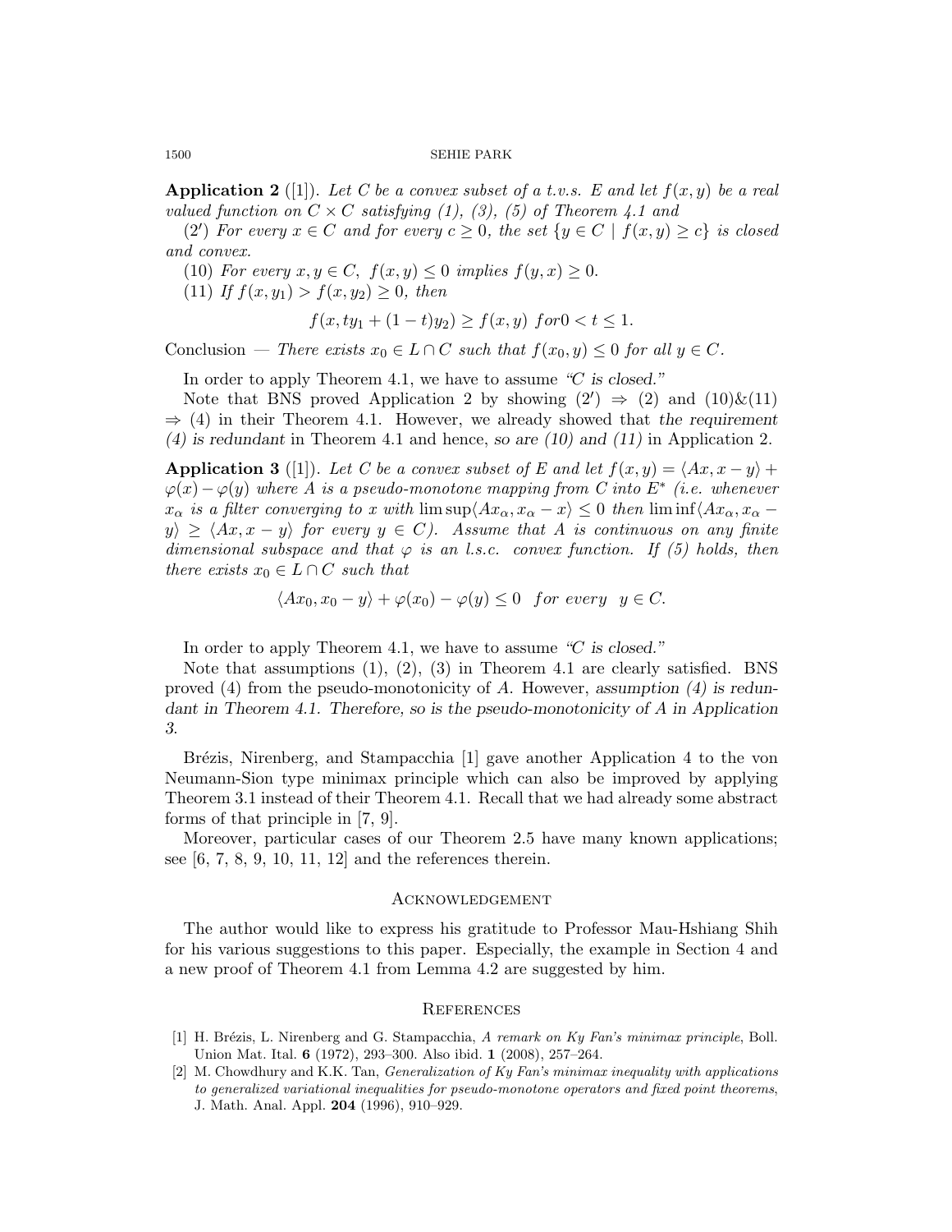**Application 2** ([1]). *Let $C$ be a convex subset of a t.v.s. $E$ and let $f(x,y)$ be a real valued function on $C \times C$ satisfying (1), (3), (5) of Theorem 4.1 and*

($2'$) *For every $x \in C$ and for every $c \geq 0$, the set $\{y \in C \mid f(x,y) \geq c\}$ is closed and convex.*

(10) *For every $x, y \in C$, $f(x,y) \leq 0$ implies $f(y,x) \geq 0$.*

(11) *If $f(x,y_1) > f(x,y_2) \geq 0$, then*

$$f(x, ty_1 + (1-t)y_2) \geq f(x,y) \ for 0 < t \leq 1.$$

Conclusion — *There exists $x_0 \in L \cap C$ such that $f(x_0, y) \leq 0$ for all $y \in C$.*

In order to apply Theorem 4.1, we have to assume *"C is closed."*

Note that BNS proved Application 2 by showing ($2'$) $\Rightarrow$ (2) and (10)&(11) $\Rightarrow$ (4) in their Theorem 4.1. However, we already showed that *the requirement (4) is redundant* in Theorem 4.1 and hence, *so are (10) and (11)* in Application 2.

**Application 3** ([1]). *Let $C$ be a convex subset of $E$ and let $f(x,y) = \langle Ax, x-y\rangle + \varphi(x) - \varphi(y)$ where $A$ is a pseudo-monotone mapping from $C$ into $E^*$ (i.e. whenever $x_\alpha$ is a filter converging to $x$ with $\limsup\langle Ax_\alpha, x_\alpha - x\rangle \leq 0$ then $\liminf\langle Ax_\alpha, x_\alpha - y\rangle \geq \langle Ax, x-y\rangle$ for every $y \in C$). Assume that $A$ is continuous on any finite dimensional subspace and that $\varphi$ is an l.s.c. convex function. If (5) holds, then there exists $x_0 \in L \cap C$ such that*

$$\langle Ax_0, x_0 - y\rangle + \varphi(x_0) - \varphi(y) \leq 0 \quad \textit{for every} \quad y \in C.$$

In order to apply Theorem 4.1, we have to assume *"C is closed."*

Note that assumptions (1), (2), (3) in Theorem 4.1 are clearly satisfied. BNS proved (4) from the pseudo-monotonicity of $A$. However, *assumption (4) is redundant in Theorem 4.1. Therefore, so is the pseudo-monotonicity of A in Application 3.*

Brézis, Nirenberg, and Stampacchia [1] gave another Application 4 to the von Neumann-Sion type minimax principle which can also be improved by applying Theorem 3.1 instead of their Theorem 4.1. Recall that we had already some abstract forms of that principle in [7, 9].

Moreover, particular cases of our Theorem 2.5 have many known applications; see [6, 7, 8, 9, 10, 11, 12] and the references therein.

## Acknowledgement

The author would like to express his gratitude to Professor Mau-Hshiang Shih for his various suggestions to this paper. Especially, the example in Section 4 and a new proof of Theorem 4.1 from Lemma 4.2 are suggested by him.

## References

[1] H. Brézis, L. Nirenberg and G. Stampacchia, *A remark on Ky Fan's minimax principle*, Boll. Union Mat. Ital. **6** (1972), 293–300. Also ibid. **1** (2008), 257–264.

[2] M. Chowdhury and K.K. Tan, *Generalization of Ky Fan's minimax inequality with applications to generalized variational inequalities for pseudo-monotone operators and fixed point theorems*, J. Math. Anal. Appl. **204** (1996), 910–929.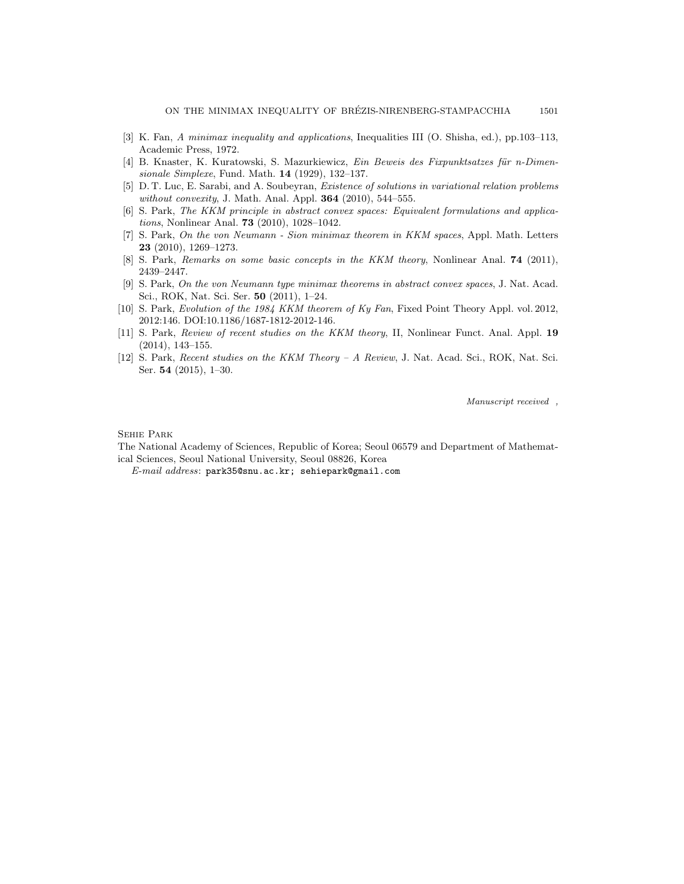[3] K. Fan, *A minimax inequality and applications*, Inequalities III (O. Shisha, ed.), pp.103–113, Academic Press, 1972.

[4] B. Knaster, K. Kuratowski, S. Mazurkiewicz, *Ein Beweis des Fixpunktsatzes für n-Dimensionale Simplexe*, Fund. Math. **14** (1929), 132–137.

[5] D. T. Luc, E. Sarabi, and A. Soubeyran, *Existence of solutions in variational relation problems without convexity*, J. Math. Anal. Appl. **364** (2010), 544–555.

[6] S. Park, *The KKM principle in abstract convex spaces: Equivalent formulations and applications*, Nonlinear Anal. **73** (2010), 1028–1042.

[7] S. Park, *On the von Neumann - Sion minimax theorem in KKM spaces*, Appl. Math. Letters **23** (2010), 1269–1273.

[8] S. Park, *Remarks on some basic concepts in the KKM theory*, Nonlinear Anal. **74** (2011), 2439–2447.

[9] S. Park, *On the von Neumann type minimax theorems in abstract convex spaces*, J. Nat. Acad. Sci., ROK, Nat. Sci. Ser. **50** (2011), 1–24.

[10] S. Park, *Evolution of the 1984 KKM theorem of Ky Fan*, Fixed Point Theory Appl. vol. 2012, 2012:146. DOI:10.1186/1687-1812-2012-146.

[11] S. Park, *Review of recent studies on the KKM theory*, II, Nonlinear Funct. Anal. Appl. **19** (2014), 143–155.

[12] S. Park, *Recent studies on the KKM Theory – A Review*, J. Nat. Acad. Sci., ROK, Nat. Sci. Ser. **54** (2015), 1–30.

*Manuscript received ,*

Sehie Park

The National Academy of Sciences, Republic of Korea; Seoul 06579 and Department of Mathematical Sciences, Seoul National University, Seoul 08826, Korea

*E-mail address*: park35@snu.ac.kr; sehiepark@gmail.com